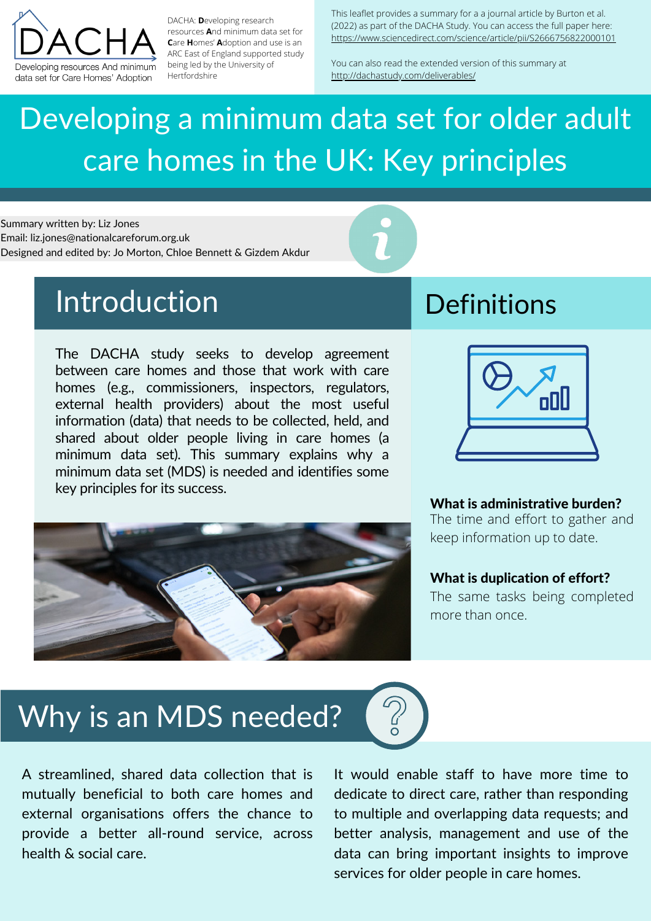DACHA

Developing resources And minimum data set for Care Homes' Adoption

DACHA: **D**eveloping research resources **A**nd minimum data set for **C**are **H**omes' **A**doption and use is an ARC East of England supported study being led by the University of Hertfordshire

This leaflet provides a summary for a a journal article by Burton et al. (2022) as part of the DACHA Study. You can access the full paper here: https://www.sciencedirect.com/science/article/pii/S2666756822000101

You can also read the extended version of this summary at http://dachastudy.com/deliverables/

# Developing a minimum data set for older adult care homes in the UK: Key principles

Summary written by: Liz Jones
Email: liz.jones@nationalcareforum.org.uk
Designed and edited by: Jo Morton, Chloe Bennett & Gizdem Akdur

## Introduction

The DACHA study seeks to develop agreement between care homes and those that work with care homes (e.g., commissioners, inspectors, regulators, external health providers) about the most useful information (data) that needs to be collected, held, and shared about older people living in care homes (a minimum data set). This summary explains why a minimum data set (MDS) is needed and identifies some key principles for its success.

## Definitions

**What is administrative burden?**
The time and effort to gather and keep information up to date.

**What is duplication of effort?**
The same tasks being completed more than once.

## Why is an MDS needed?

A streamlined, shared data collection that is mutually beneficial to both care homes and external organisations offers the chance to provide a better all-round service, across health & social care.

It would enable staff to have more time to dedicate to direct care, rather than responding to multiple and overlapping data requests; and better analysis, management and use of the data can bring important insights to improve services for older people in care homes.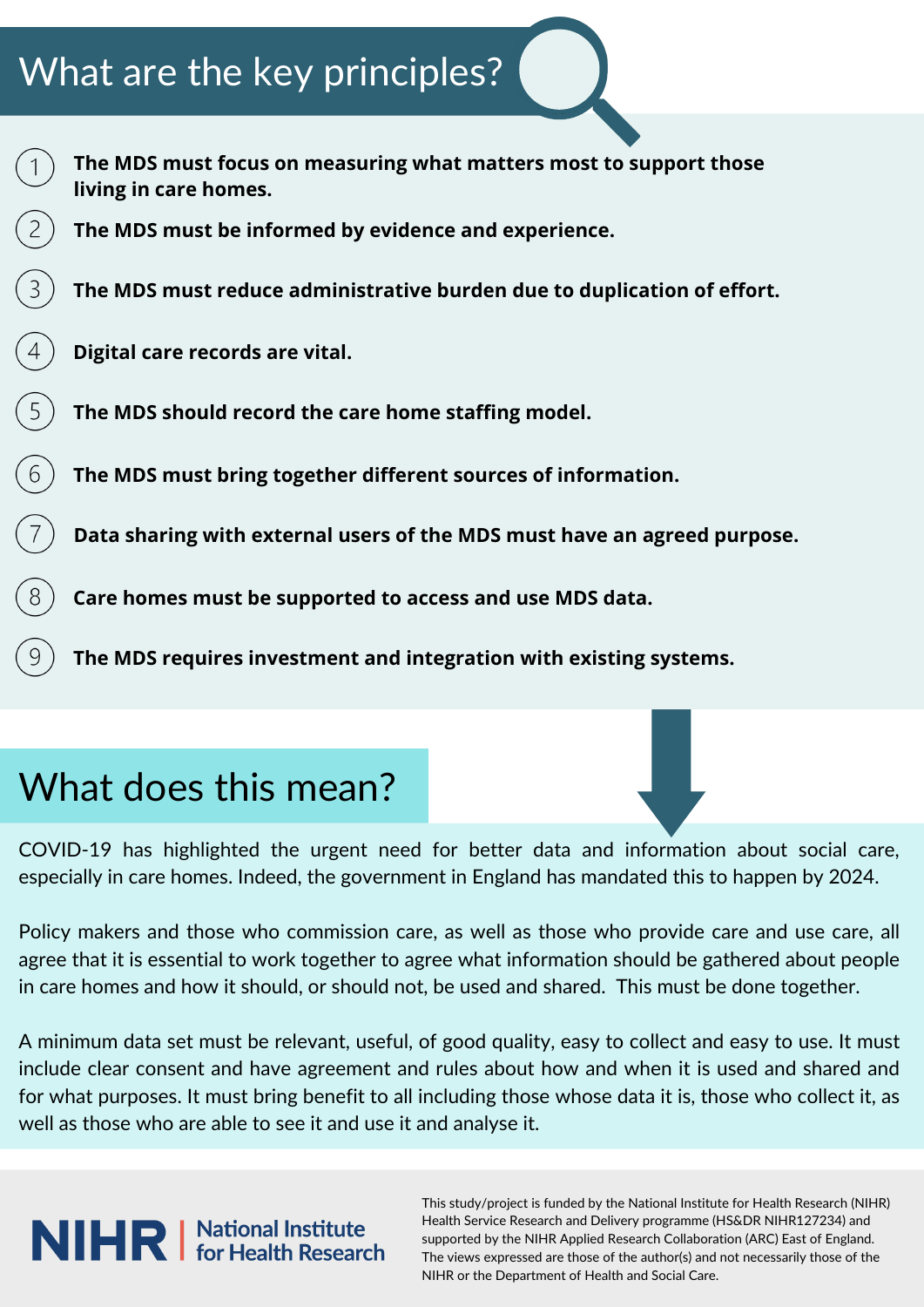# What are the key principles?

1. **The MDS must focus on measuring what matters most to support those living in care homes.**
2. **The MDS must be informed by evidence and experience.**
3. **The MDS must reduce administrative burden due to duplication of effort.**
4. **Digital care records are vital.**
5. **The MDS should record the care home staffing model.**
6. **The MDS must bring together different sources of information.**
7. **Data sharing with external users of the MDS must have an agreed purpose.**
8. **Care homes must be supported to access and use MDS data.**
9. **The MDS requires investment and integration with existing systems.**

# What does this mean?

COVID-19 has highlighted the urgent need for better data and information about social care, especially in care homes. Indeed, the government in England has mandated this to happen by 2024.

Policy makers and those who commission care, as well as those who provide care and use care, all agree that it is essential to work together to agree what information should be gathered about people in care homes and how it should, or should not, be used and shared. This must be done together.

A minimum data set must be relevant, useful, of good quality, easy to collect and easy to use. It must include clear consent and have agreement and rules about how and when it is used and shared and for what purposes. It must bring benefit to all including those whose data it is, those who collect it, as well as those who are able to see it and use it and analyse it.

NIHR | National Institute for Health Research

This study/project is funded by the National Institute for Health Research (NIHR) Health Service Research and Delivery programme (HS&DR NIHR127234) and supported by the NIHR Applied Research Collaboration (ARC) East of England. The views expressed are those of the author(s) and not necessarily those of the NIHR or the Department of Health and Social Care.